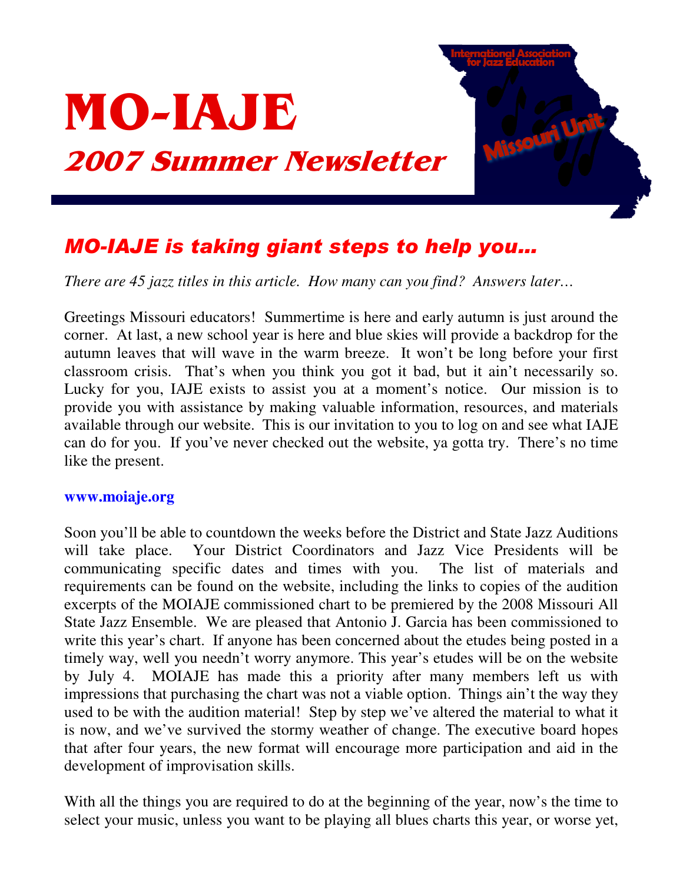# MO-IAJE

## 2007 Summer Newsletter

International Association for Jazz Education

Missouri Unit

## MO-IAJE is taking giant steps to help you…

*There are 45 jazz titles in this article. How many can you find? Answers later…*

Greetings Missouri educators! Summertime is here and early autumn is just around the corner. At last, a new school year is here and blue skies will provide a backdrop for the autumn leaves that will wave in the warm breeze. It won't be long before your first classroom crisis. That's when you think you got it bad, but it ain't necessarily so. Lucky for you, IAJE exists to assist you at a moment's notice. Our mission is to provide you with assistance by making valuable information, resources, and materials available through our website. This is our invitation to you to log on and see what IAJE can do for you. If you've never checked out the website, ya gotta try. There's no time like the present.

**www.moiaje.org**

Soon you'll be able to countdown the weeks before the District and State Jazz Auditions will take place. Your District Coordinators and Jazz Vice Presidents will be communicating specific dates and times with you. The list of materials and requirements can be found on the website, including the links to copies of the audition excerpts of the MOIAJE commissioned chart to be premiered by the 2008 Missouri All State Jazz Ensemble. We are pleased that Antonio J. Garcia has been commissioned to write this year's chart. If anyone has been concerned about the etudes being posted in a timely way, well you needn't worry anymore. This year's etudes will be on the website by July 4. MOIAJE has made this a priority after many members left us with impressions that purchasing the chart was not a viable option. Things ain't the way they used to be with the audition material! Step by step we've altered the material to what it is now, and we've survived the stormy weather of change. The executive board hopes that after four years, the new format will encourage more participation and aid in the development of improvisation skills.

With all the things you are required to do at the beginning of the year, now's the time to select your music, unless you want to be playing all blues charts this year, or worse yet,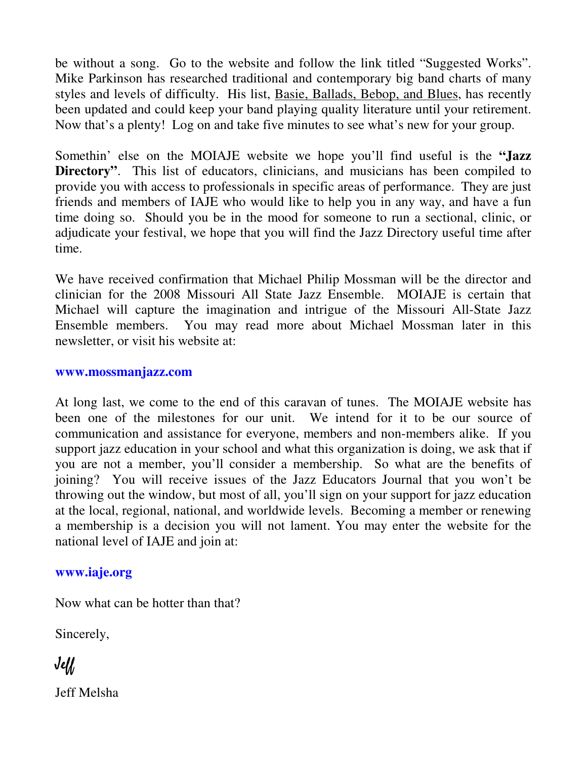be without a song. Go to the website and follow the link titled "Suggested Works". Mike Parkinson has researched traditional and contemporary big band charts of many styles and levels of difficulty. His list, Basie, Ballads, Bebop, and Blues, has recently been updated and could keep your band playing quality literature until your retirement. Now that's a plenty! Log on and take five minutes to see what's new for your group.

Somethin' else on the MOIAJE website we hope you'll find useful is the **"Jazz Directory"**. This list of educators, clinicians, and musicians has been compiled to provide you with access to professionals in specific areas of performance. They are just friends and members of IAJE who would like to help you in any way, and have a fun time doing so. Should you be in the mood for someone to run a sectional, clinic, or adjudicate your festival, we hope that you will find the Jazz Directory useful time after time.

We have received confirmation that Michael Philip Mossman will be the director and clinician for the 2008 Missouri All State Jazz Ensemble. MOIAJE is certain that Michael will capture the imagination and intrigue of the Missouri All-State Jazz Ensemble members. You may read more about Michael Mossman later in this newsletter, or visit his website at:

**www.mossmanjazz.com**

At long last, we come to the end of this caravan of tunes. The MOIAJE website has been one of the milestones for our unit. We intend for it to be our source of communication and assistance for everyone, members and non-members alike. If you support jazz education in your school and what this organization is doing, we ask that if you are not a member, you'll consider a membership. So what are the benefits of joining? You will receive issues of the Jazz Educators Journal that you won't be throwing out the window, but most of all, you'll sign on your support for jazz education at the local, regional, national, and worldwide levels. Becoming a member or renewing a membership is a decision you will not lament. You may enter the website for the national level of IAJE and join at:

**www.iaje.org**

Now what can be hotter than that?

Sincerely,

*Jeff*

Jeff Melsha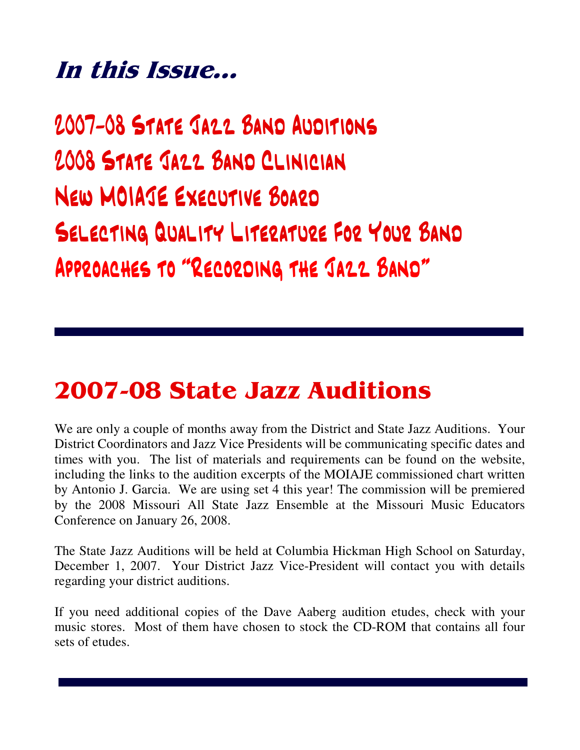## *In this Issue…*

2007-08 State Jazz Band Auditions
2008 State Jazz Band Clinician
New MOIAJE Executive Board
Selecting Quality Literature For Your Band
Approaches to "Recording the Jazz Band"

---

# 2007-08 State Jazz Auditions

We are only a couple of months away from the District and State Jazz Auditions. Your District Coordinators and Jazz Vice Presidents will be communicating specific dates and times with you. The list of materials and requirements can be found on the website, including the links to the audition excerpts of the MOIAJE commissioned chart written by Antonio J. Garcia. We are using set 4 this year! The commission will be premiered by the 2008 Missouri All State Jazz Ensemble at the Missouri Music Educators Conference on January 26, 2008.

The State Jazz Auditions will be held at Columbia Hickman High School on Saturday, December 1, 2007. Your District Jazz Vice-President will contact you with details regarding your district auditions.

If you need additional copies of the Dave Aaberg audition etudes, check with your music stores. Most of them have chosen to stock the CD-ROM that contains all four sets of etudes.

---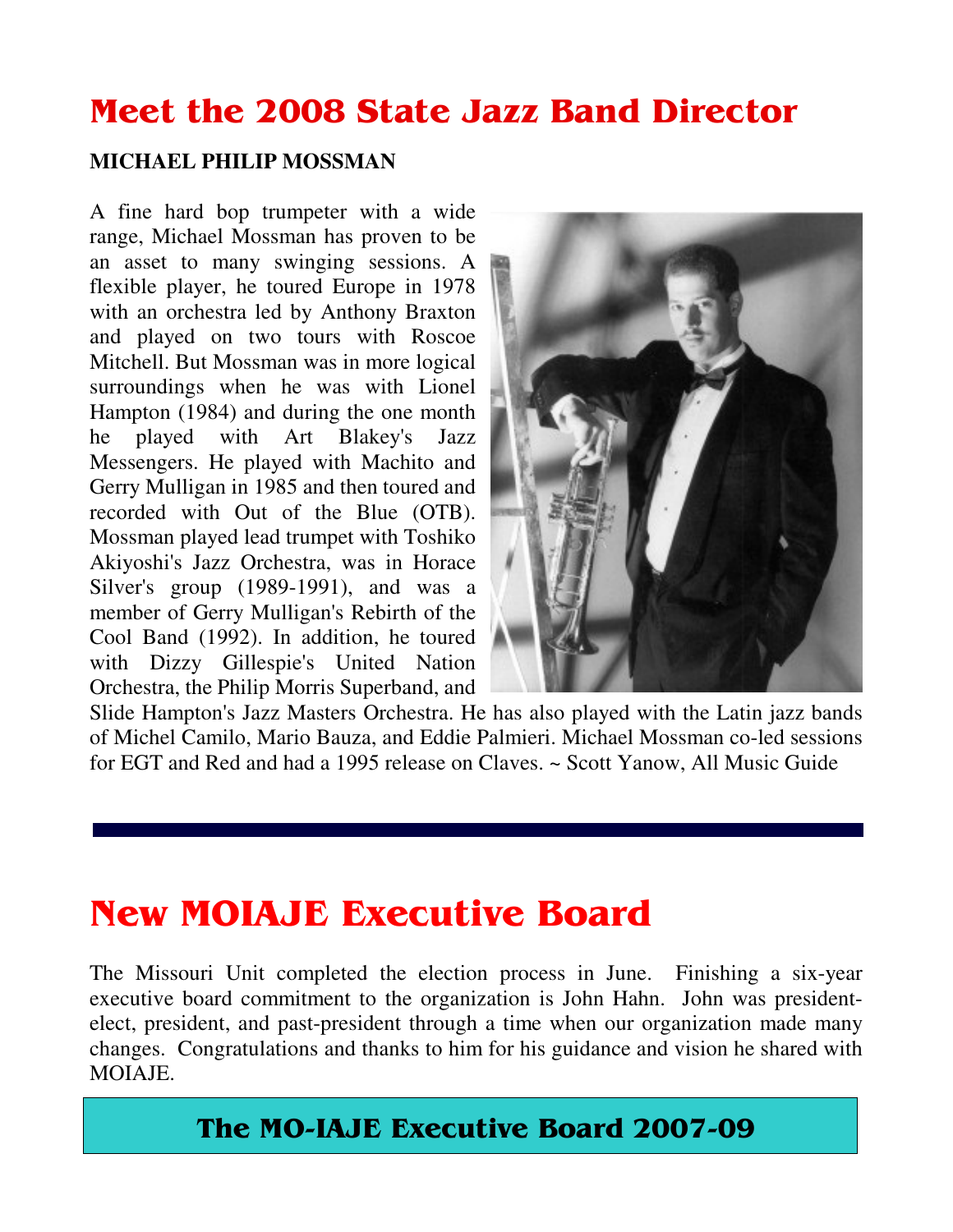## Meet the 2008 State Jazz Band Director

**MICHAEL PHILIP MOSSMAN**

A fine hard bop trumpeter with a wide range, Michael Mossman has proven to be an asset to many swinging sessions. A flexible player, he toured Europe in 1978 with an orchestra led by Anthony Braxton and played on two tours with Roscoe Mitchell. But Mossman was in more logical surroundings when he was with Lionel Hampton (1984) and during the one month he played with Art Blakey's Jazz Messengers. He played with Machito and Gerry Mulligan in 1985 and then toured and recorded with Out of the Blue (OTB). Mossman played lead trumpet with Toshiko Akiyoshi's Jazz Orchestra, was in Horace Silver's group (1989-1991), and was a member of Gerry Mulligan's Rebirth of the Cool Band (1992). In addition, he toured with Dizzy Gillespie's United Nation Orchestra, the Philip Morris Superband, and Slide Hampton's Jazz Masters Orchestra. He has also played with the Latin jazz bands of Michel Camilo, Mario Bauza, and Eddie Palmieri. Michael Mossman co-led sessions for EGT and Red and had a 1995 release on Claves. ~ Scott Yanow, All Music Guide

---

## New MOIAJE Executive Board

The Missouri Unit completed the election process in June. Finishing a six-year executive board commitment to the organization is John Hahn. John was president-elect, president, and past-president through a time when our organization made many changes. Congratulations and thanks to him for his guidance and vision he shared with MOIAJE.

### The MO-IAJE Executive Board 2007-09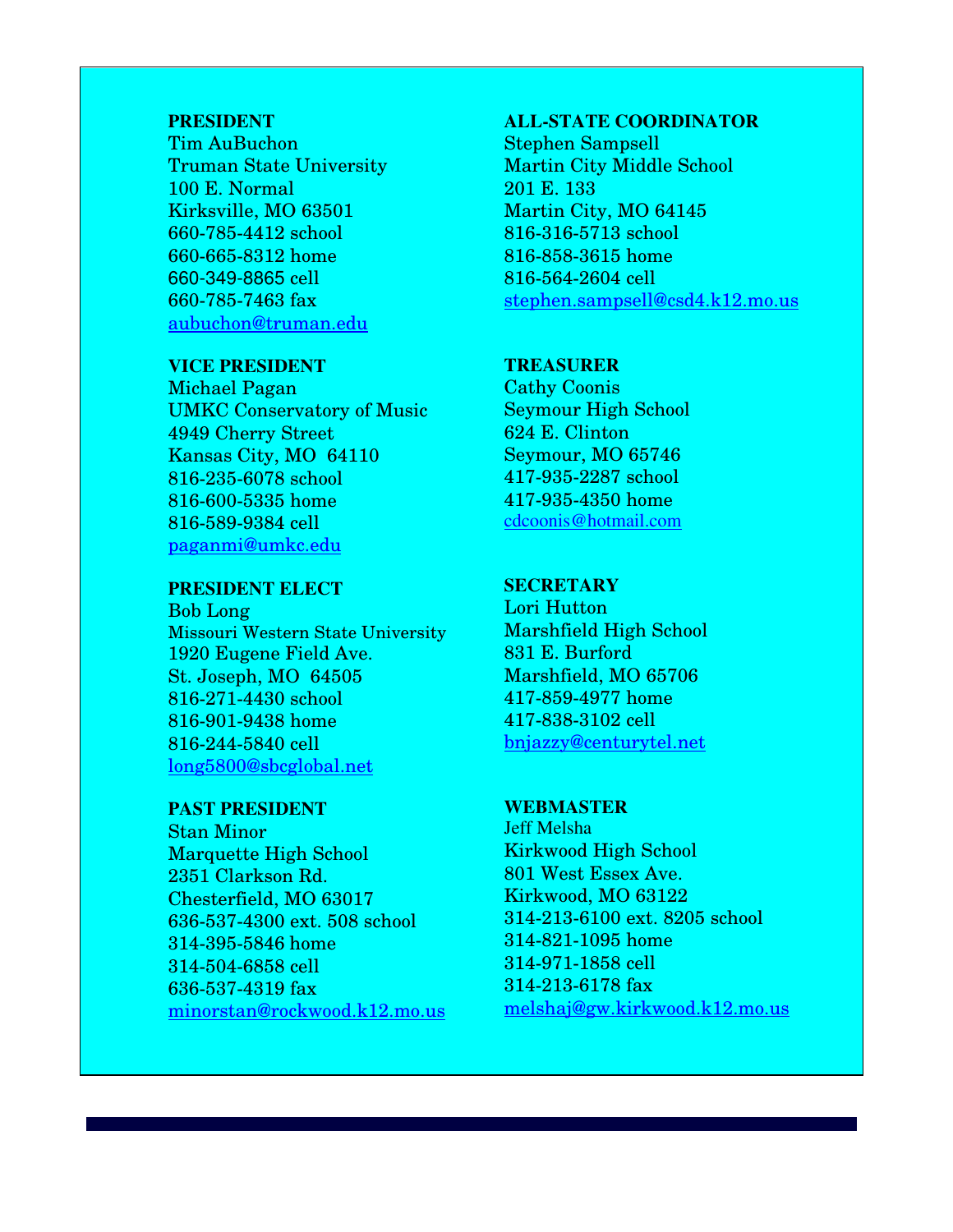**PRESIDENT**
Tim AuBuchon
Truman State University
100 E. Normal
Kirksville, MO 63501
660-785-4412 school
660-665-8312 home
660-349-8865 cell
660-785-7463 fax
aubuchon@truman.edu

**VICE PRESIDENT**
Michael Pagan
UMKC Conservatory of Music
4949 Cherry Street
Kansas City, MO 64110
816-235-6078 school
816-600-5335 home
816-589-9384 cell
paganmi@umkc.edu

**PRESIDENT ELECT**
Bob Long
Missouri Western State University
1920 Eugene Field Ave.
St. Joseph, MO 64505
816-271-4430 school
816-901-9438 home
816-244-5840 cell
long5800@sbcglobal.net

**PAST PRESIDENT**
Stan Minor
Marquette High School
2351 Clarkson Rd.
Chesterfield, MO 63017
636-537-4300 ext. 508 school
314-395-5846 home
314-504-6858 cell
636-537-4319 fax
minorstan@rockwood.k12.mo.us

**ALL-STATE COORDINATOR**
Stephen Sampsell
Martin City Middle School
201 E. 133
Martin City, MO 64145
816-316-5713 school
816-858-3615 home
816-564-2604 cell
stephen.sampsell@csd4.k12.mo.us

**TREASURER**
Cathy Coonis
Seymour High School
624 E. Clinton
Seymour, MO 65746
417-935-2287 school
417-935-4350 home
cdcoonis@hotmail.com

**SECRETARY**
Lori Hutton
Marshfield High School
831 E. Burford
Marshfield, MO 65706
417-859-4977 home
417-838-3102 cell
bnjazzy@centurytel.net

**WEBMASTER**
Jeff Melsha
Kirkwood High School
801 West Essex Ave.
Kirkwood, MO 63122
314-213-6100 ext. 8205 school
314-821-1095 home
314-971-1858 cell
314-213-6178 fax
melshaj@gw.kirkwood.k12.mo.us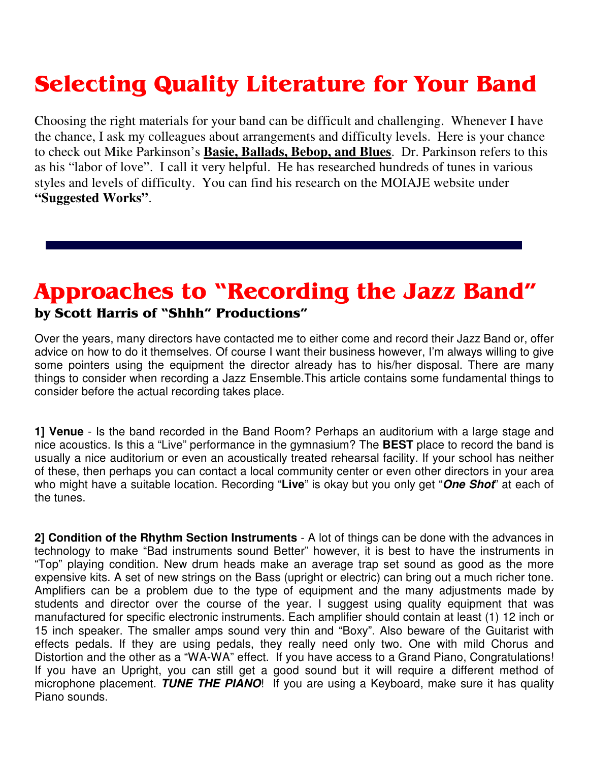# Selecting Quality Literature for Your Band

Choosing the right materials for your band can be difficult and challenging. Whenever I have the chance, I ask my colleagues about arrangements and difficulty levels. Here is your chance to check out Mike Parkinson's **Basie, Ballads, Bebop, and Blues**. Dr. Parkinson refers to this as his "labor of love". I call it very helpful. He has researched hundreds of tunes in various styles and levels of difficulty. You can find his research on the MOIAJE website under **"Suggested Works"**.

---

# Approaches to "Recording the Jazz Band"

### by Scott Harris of "Shhh" Productions"

Over the years, many directors have contacted me to either come and record their Jazz Band or, offer advice on how to do it themselves. Of course I want their business however, I'm always willing to give some pointers using the equipment the director already has to his/her disposal. There are many things to consider when recording a Jazz Ensemble.This article contains some fundamental things to consider before the actual recording takes place.

**1] Venue** - Is the band recorded in the Band Room? Perhaps an auditorium with a large stage and nice acoustics. Is this a "Live" performance in the gymnasium? The **BEST** place to record the band is usually a nice auditorium or even an acoustically treated rehearsal facility. If your school has neither of these, then perhaps you can contact a local community center or even other directors in your area who might have a suitable location. Recording "**Live**" is okay but you only get "***One Shot***" at each of the tunes.

**2] Condition of the Rhythm Section Instruments** - A lot of things can be done with the advances in technology to make "Bad instruments sound Better" however, it is best to have the instruments in "Top" playing condition. New drum heads make an average trap set sound as good as the more expensive kits. A set of new strings on the Bass (upright or electric) can bring out a much richer tone. Amplifiers can be a problem due to the type of equipment and the many adjustments made by students and director over the course of the year. I suggest using quality equipment that was manufactured for specific electronic instruments. Each amplifier should contain at least (1) 12 inch or 15 inch speaker. The smaller amps sound very thin and "Boxy". Also beware of the Guitarist with effects pedals. If they are using pedals, they really need only two. One with mild Chorus and Distortion and the other as a "WA-WA" effect. If you have access to a Grand Piano, Congratulations! If you have an Upright, you can still get a good sound but it will require a different method of microphone placement. ***TUNE THE PIANO***! If you are using a Keyboard, make sure it has quality Piano sounds.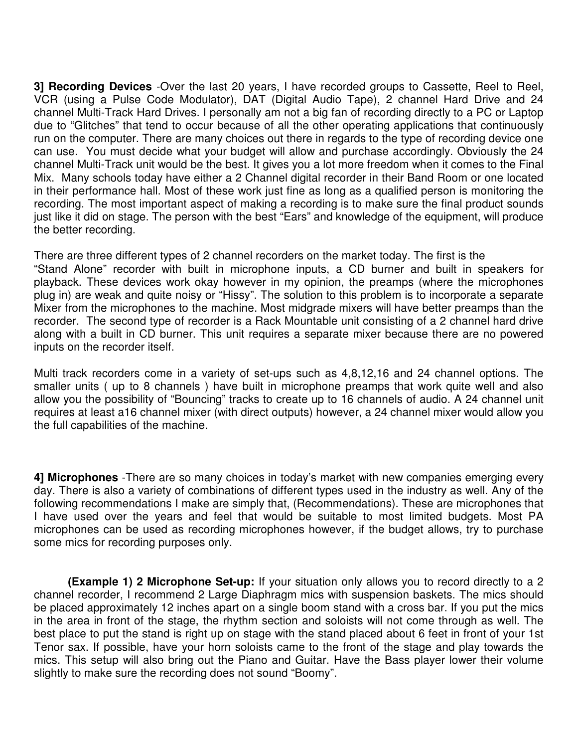**3] Recording Devices** -Over the last 20 years, I have recorded groups to Cassette, Reel to Reel, VCR (using a Pulse Code Modulator), DAT (Digital Audio Tape), 2 channel Hard Drive and 24 channel Multi-Track Hard Drives. I personally am not a big fan of recording directly to a PC or Laptop due to "Glitches" that tend to occur because of all the other operating applications that continuously run on the computer. There are many choices out there in regards to the type of recording device one can use. You must decide what your budget will allow and purchase accordingly. Obviously the 24 channel Multi-Track unit would be the best. It gives you a lot more freedom when it comes to the Final Mix. Many schools today have either a 2 Channel digital recorder in their Band Room or one located in their performance hall. Most of these work just fine as long as a qualified person is monitoring the recording. The most important aspect of making a recording is to make sure the final product sounds just like it did on stage. The person with the best "Ears" and knowledge of the equipment, will produce the better recording.

There are three different types of 2 channel recorders on the market today. The first is the "Stand Alone" recorder with built in microphone inputs, a CD burner and built in speakers for playback. These devices work okay however in my opinion, the preamps (where the microphones plug in) are weak and quite noisy or "Hissy". The solution to this problem is to incorporate a seperate Mixer from the microphones to the machine. Most midgrade mixers will have better preamps than the recorder. The second type of recorder is a Rack Mountable unit consisting of a 2 channel hard drive along with a built in CD burner. This unit requires a separate mixer because there are no powered inputs on the recorder itself.

Multi track recorders come in a variety of set-ups such as 4,8,12,16 and 24 channel options. The smaller units ( up to 8 channels ) have built in microphone preamps that work quite well and also allow you the possibility of "Bouncing" tracks to create up to 16 channels of audio. A 24 channel unit requires at least a16 channel mixer (with direct outputs) however, a 24 channel mixer would allow you the full capabilities of the machine.

**4] Microphones** -There are so many choices in today's market with new companies emerging every day. There is also a variety of combinations of different types used in the industry as well. Any of the following recommendations I make are simply that, (Recommendations). These are microphones that I have used over the years and feel that would be suitable to most limited budgets. Most PA microphones can be used as recording microphones however, if the budget allows, try to purchase some mics for recording purposes only.

**(Example 1) 2 Microphone Set-up:** If your situation only allows you to record directly to a 2 channel recorder, I recommend 2 Large Diaphragm mics with suspension baskets. The mics should be placed approximately 12 inches apart on a single boom stand with a cross bar. If you put the mics in the area in front of the stage, the rhythm section and soloists will not come through as well. The best place to put the stand is right up on stage with the stand placed about 6 feet in front of your 1st Tenor sax. If possible, have your horn soloists came to the front of the stage and play towards the mics. This setup will also bring out the Piano and Guitar. Have the Bass player lower their volume slightly to make sure the recording does not sound "Boomy".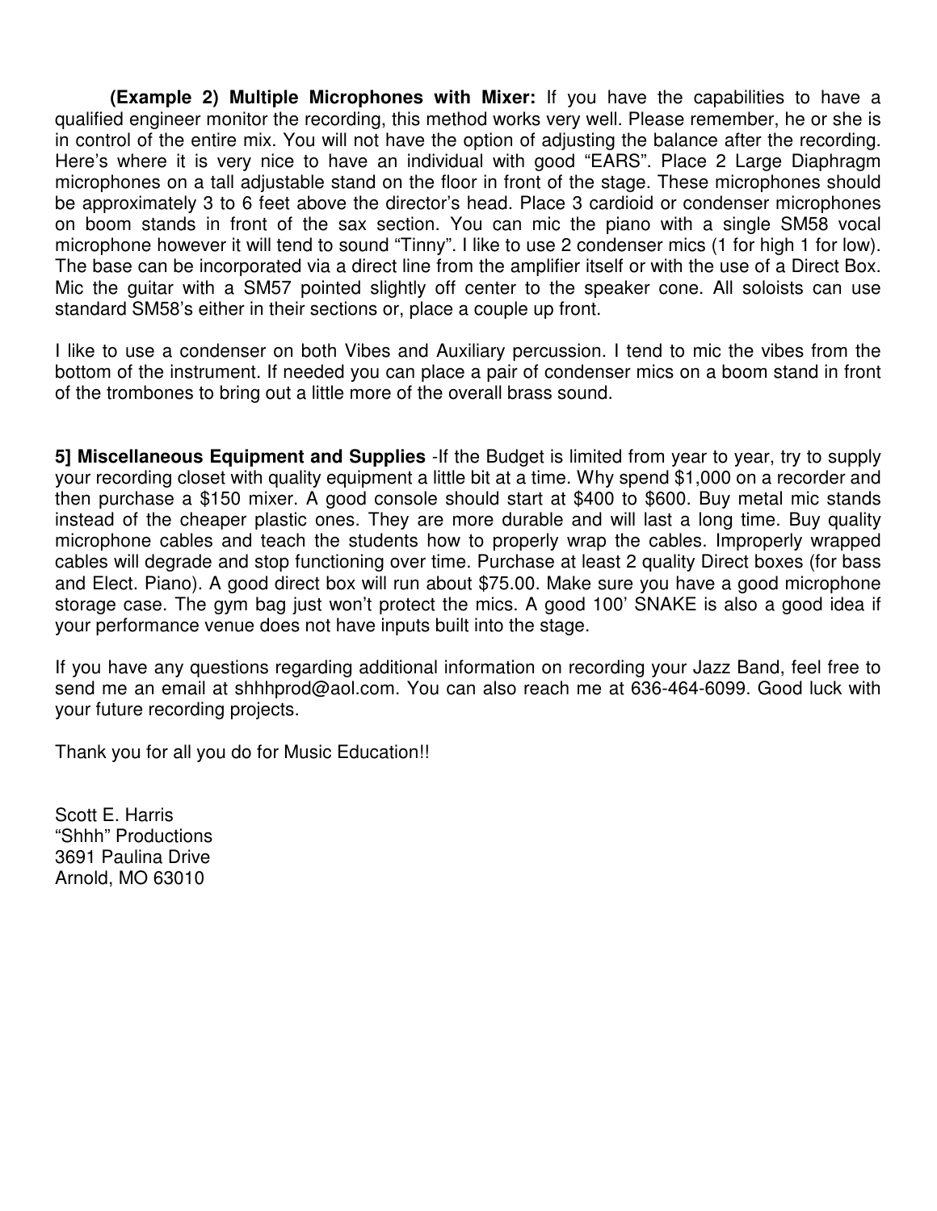**(Example 2) Multiple Microphones with Mixer:** If you have the capabilities to have a qualified engineer monitor the recording, this method works very well. Please remember, he or she is in control of the entire mix. You will not have the option of adjusting the balance after the recording. Here's where it is very nice to have an individual with good "EARS". Place 2 Large Diaphragm microphones on a tall adjustable stand on the floor in front of the stage. These microphones should be approximately 3 to 6 feet above the director's head. Place 3 cardioid or condenser microphones on boom stands in front of the sax section. You can mic the piano with a single SM58 vocal microphone however it will tend to sound "Tinny". I like to use 2 condenser mics (1 for high 1 for low). The base can be incorporated via a direct line from the amplifier itself or with the use of a Direct Box. Mic the guitar with a SM57 pointed slightly off center to the speaker cone. All soloists can use standard SM58's either in their sections or, place a couple up front.

I like to use a condenser on both Vibes and Auxiliary percussion. I tend to mic the vibes from the bottom of the instrument. If needed you can place a pair of condenser mics on a boom stand in front of the trombones to bring out a little more of the overall brass sound.

**5] Miscellaneous Equipment and Supplies** -If the Budget is limited from year to year, try to supply your recording closet with quality equipment a little bit at a time. Why spend $1,000 on a recorder and then purchase a $150 mixer. A good console should start at $400 to $600. Buy metal mic stands instead of the cheaper plastic ones. They are more durable and will last a long time. Buy quality microphone cables and teach the students how to properly wrap the cables. Improperly wrapped cables will degrade and stop functioning over time. Purchase at least 2 quality Direct boxes (for bass and Elect. Piano). A good direct box will run about $75.00. Make sure you have a good microphone storage case. The gym bag just won't protect the mics. A good 100' SNAKE is also a good idea if your performance venue does not have inputs built into the stage.

If you have any questions regarding additional information on recording your Jazz Band, feel free to send me an email at shhhprod@aol.com. You can also reach me at 636-464-6099. Good luck with your future recording projects.

Thank you for all you do for Music Education!!

Scott E. Harris
"Shhh" Productions
3691 Paulina Drive
Arnold, MO 63010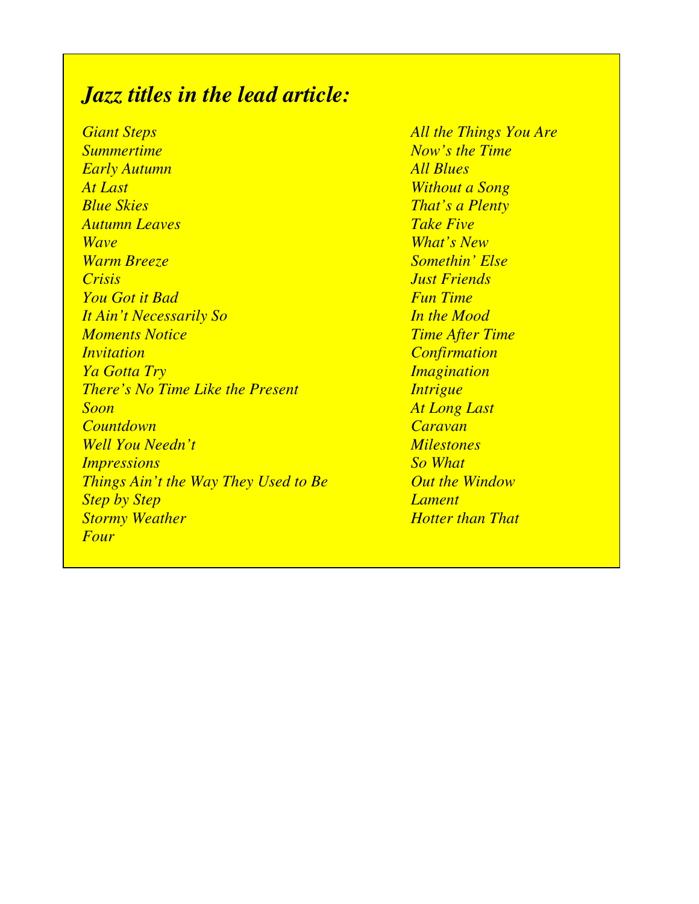## *Jazz titles in the lead article:*

*Giant Steps*
*Summertime*
*Early Autumn*
*At Last*
*Blue Skies*
*Autumn Leaves*
*Wave*
*Warm Breeze*
*Crisis*
*You Got it Bad*
*It Ain't Necessarily So*
*Moments Notice*
*Invitation*
*Ya Gotta Try*
*There's No Time Like the Present*
*Soon*
*Countdown*
*Well You Needn't*
*Impressions*
*Things Ain't the Way They Used to Be*
*Step by Step*
*Stormy Weather*
*Four*
*All the Things You Are*
*Now's the Time*
*All Blues*
*Without a Song*
*That's a Plenty*
*Take Five*
*What's New*
*Somethin' Else*
*Just Friends*
*Fun Time*
*In the Mood*
*Time After Time*
*Confirmation*
*Imagination*
*Intrigue*
*At Long Last*
*Caravan*
*Milestones*
*So What*
*Out the Window*
*Lament*
*Hotter than That*